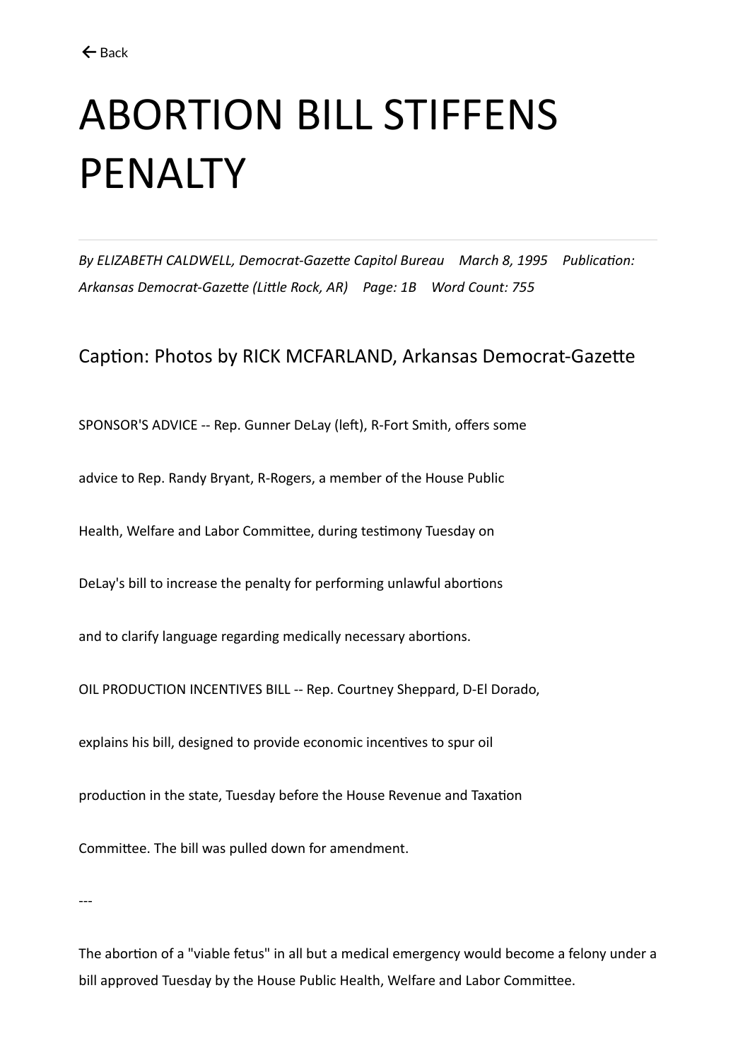← Back

# ABORTION BILL STIFFENS PENALTY

*By ELIZABETH CALDWELL, Democrat-Gazette Capitol Bureau March 8, 1995 Publication: Arkansas Democrat-Gazette (Little Rock, AR) Page: 1B Word Count: 755*

## Caption: Photos by RICK MCFARLAND, Arkansas Democrat-Gazette

SPONSOR'S ADVICE -- Rep. Gunner DeLay (left), R-Fort Smith, offers some advice to Rep. Randy Bryant, R-Rogers, a member of the House Public Health, Welfare and Labor Committee, during testimony Tuesday on DeLay's bill to increase the penalty for performing unlawful abortions and to clarify language regarding medically necessary abortions.

OIL PRODUCTION INCENTIVES BILL -- Rep. Courtney Sheppard, D-El Dorado, explains his bill, designed to provide economic incentives to spur oil production in the state, Tuesday before the House Revenue and Taxation Committee. The bill was pulled down for amendment.

---

The abortion of a "viable fetus" in all but a medical emergency would become a felony under a bill approved Tuesday by the House Public Health, Welfare and Labor Committee.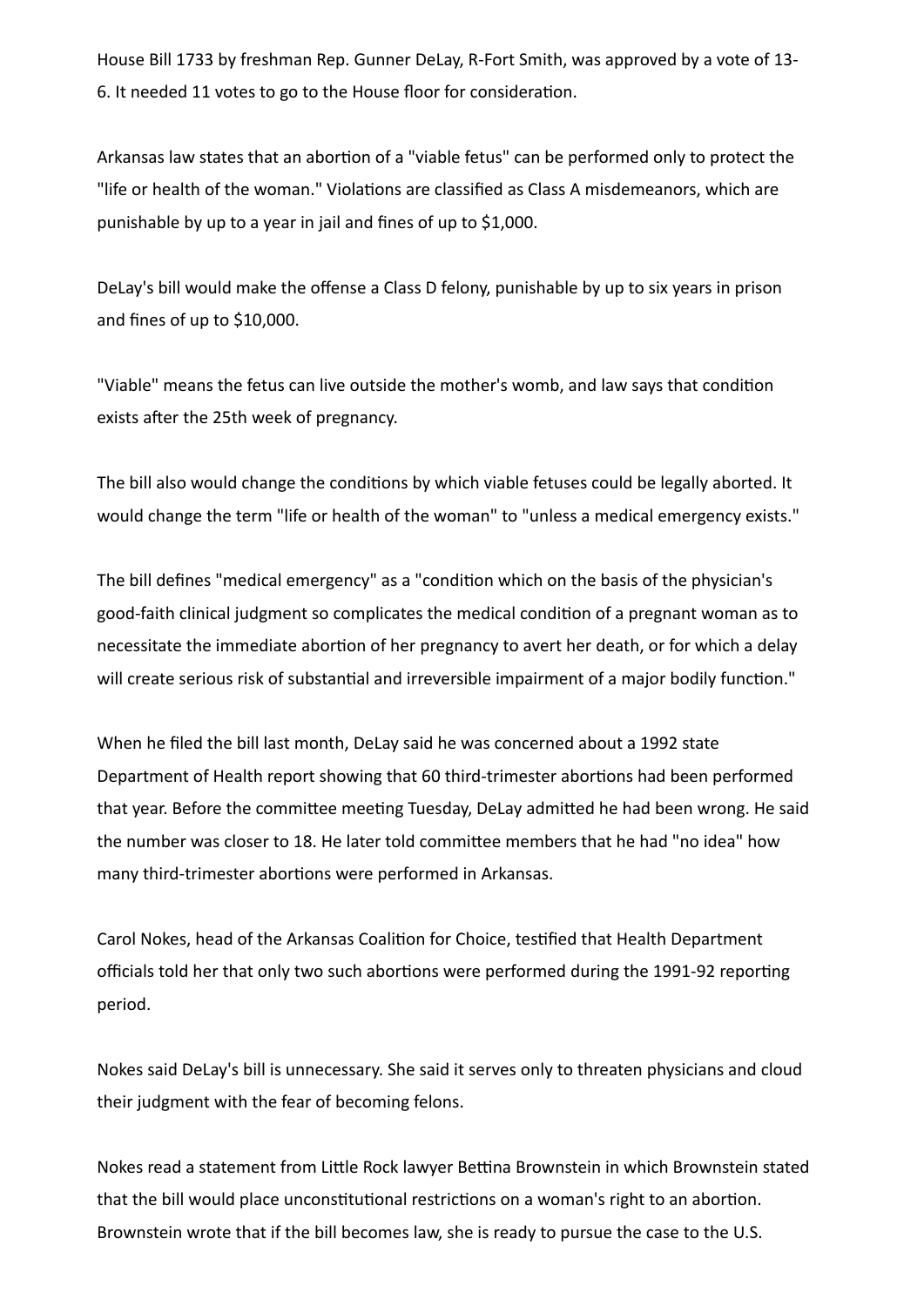House Bill 1733 by freshman Rep. Gunner DeLay, R-Fort Smith, was approved by a vote of 13-6. It needed 11 votes to go to the House floor for consideration.

Arkansas law states that an abortion of a "viable fetus" can be performed only to protect the "life or health of the woman." Violations are classified as Class A misdemeanors, which are punishable by up to a year in jail and fines of up to $1,000.

DeLay's bill would make the offense a Class D felony, punishable by up to six years in prison and fines of up to $10,000.

"Viable" means the fetus can live outside the mother's womb, and law says that condition exists after the 25th week of pregnancy.

The bill also would change the conditions by which viable fetuses could be legally aborted. It would change the term "life or health of the woman" to "unless a medical emergency exists."

The bill defines "medical emergency" as a "condition which on the basis of the physician's good-faith clinical judgment so complicates the medical condition of a pregnant woman as to necessitate the immediate abortion of her pregnancy to avert her death, or for which a delay will create serious risk of substantial and irreversible impairment of a major bodily function."

When he filed the bill last month, DeLay said he was concerned about a 1992 state Department of Health report showing that 60 third-trimester abortions had been performed that year. Before the committee meeting Tuesday, DeLay admitted he had been wrong. He said the number was closer to 18. He later told committee members that he had "no idea" how many third-trimester abortions were performed in Arkansas.

Carol Nokes, head of the Arkansas Coalition for Choice, testified that Health Department officials told her that only two such abortions were performed during the 1991-92 reporting period.

Nokes said DeLay's bill is unnecessary. She said it serves only to threaten physicians and cloud their judgment with the fear of becoming felons.

Nokes read a statement from Little Rock lawyer Bettina Brownstein in which Brownstein stated that the bill would place unconstitutional restrictions on a woman's right to an abortion. Brownstein wrote that if the bill becomes law, she is ready to pursue the case to the U.S.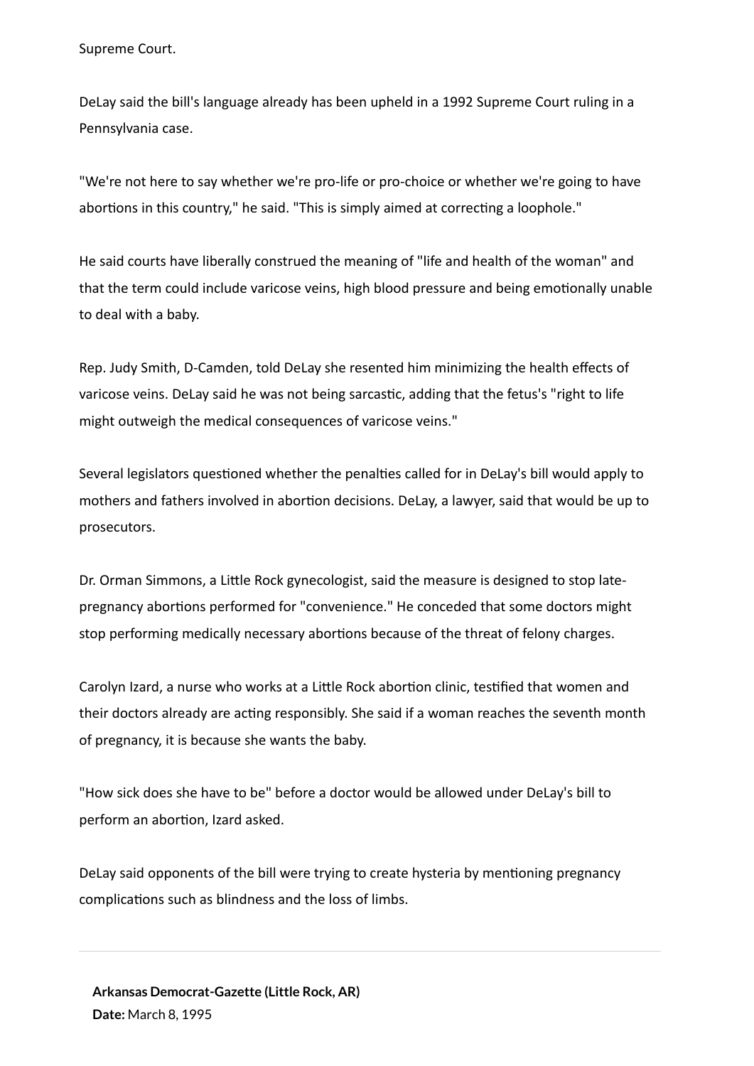Supreme Court.

DeLay said the bill's language already has been upheld in a 1992 Supreme Court ruling in a Pennsylvania case.

"We're not here to say whether we're pro-life or pro-choice or whether we're going to have abortions in this country," he said. "This is simply aimed at correcting a loophole."

He said courts have liberally construed the meaning of "life and health of the woman" and that the term could include varicose veins, high blood pressure and being emotionally unable to deal with a baby.

Rep. Judy Smith, D-Camden, told DeLay she resented him minimizing the health effects of varicose veins. DeLay said he was not being sarcastic, adding that the fetus's "right to life might outweigh the medical consequences of varicose veins."

Several legislators questioned whether the penalties called for in DeLay's bill would apply to mothers and fathers involved in abortion decisions. DeLay, a lawyer, said that would be up to prosecutors.

Dr. Orman Simmons, a Little Rock gynecologist, said the measure is designed to stop late-pregnancy abortions performed for "convenience." He conceded that some doctors might stop performing medically necessary abortions because of the threat of felony charges.

Carolyn Izard, a nurse who works at a Little Rock abortion clinic, testified that women and their doctors already are acting responsibly. She said if a woman reaches the seventh month of pregnancy, it is because she wants the baby.

"How sick does she have to be" before a doctor would be allowed under DeLay's bill to perform an abortion, Izard asked.

DeLay said opponents of the bill were trying to create hysteria by mentioning pregnancy complications such as blindness and the loss of limbs.

---

**Arkansas Democrat-Gazette (Little Rock, AR)**
**Date:** March 8, 1995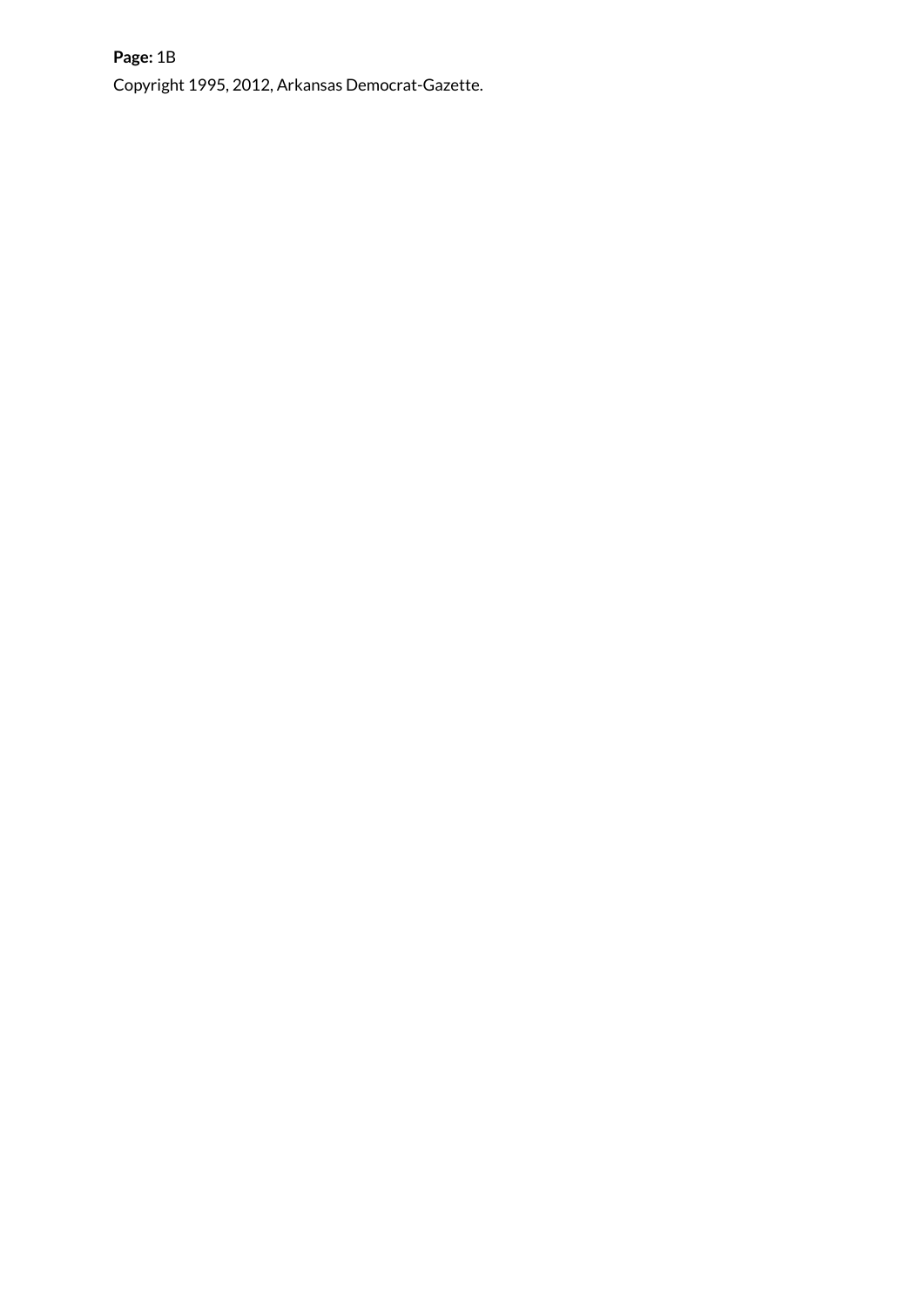**Page:** 1B

Copyright 1995, 2012, Arkansas Democrat-Gazette.